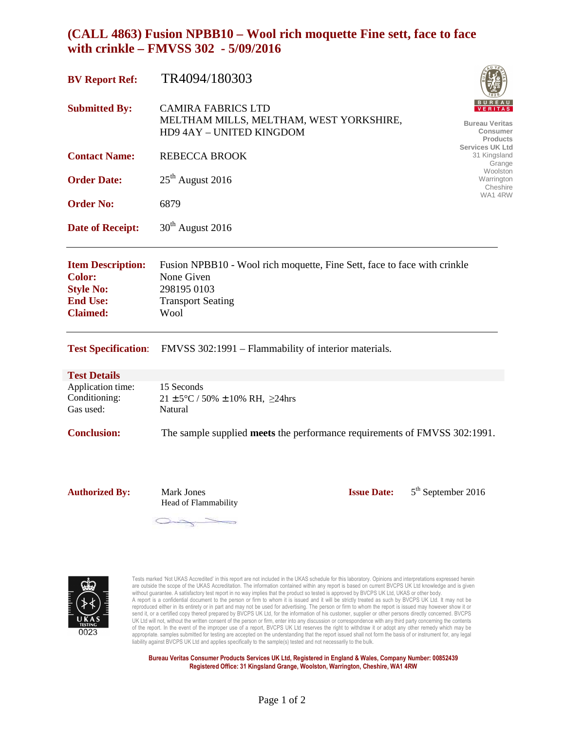# (CALL 4863) Fusion NPBB10 – Wool rich moquette Fine sett, face to face with crinkle – FMVSS 302 - 5/09/2016

**BV Report Ref:** TR4094/180303

**Submitted By:** CAMIRA FABRICS LTD
MELTHAM MILLS, MELTHAM, WEST YORKSHIRE,
HD9 4AY – UNITED KINGDOM

BUREAU VERITAS

**Bureau Veritas Consumer Products Services UK Ltd**
31 Kingsland Grange
Woolston
Warrington
Cheshire
WA1 4RW

**Contact Name:** REBECCA BROOK

**Order Date:** 25th August 2016

**Order No:** 6879

**Date of Receipt:** 30th August 2016

---

**Item Description:** Fusion NPBB10 - Wool rich moquette, Fine Sett, face to face with crinkle
**Color:** None Given
**Style No:** 298195 0103
**End Use:** Transport Seating
**Claimed:** Wool

---

**Test Specification**: FMVSS 302:1991 – Flammability of interior materials.

## Test Details

| | |
|---|---|
| Application time: | 15 Seconds |
| Conditioning: | 21 ±5°C / 50% ±10% RH, ≥24hrs |
| Gas used: | Natural |

**Conclusion:** The sample supplied **meets** the performance requirements of FMVSS 302:1991.

**Authorized By:** Mark Jones
Head of Flammability

**Issue Date:** 5th September 2016

UKAS TESTING 0023

Tests marked 'Not UKAS Accredited' in this report are not included in the UKAS schedule for this laboratory. Opinions and interpretations expressed herein are outside the scope of the UKAS Accreditation. The information contained within any report is based on current BVCPS UK Ltd knowledge and is given without guarantee. A satisfactory test report in no way implies that the product so tested is approved by BVCPS UK Ltd, UKAS or other body.
A report is a confidential document to the person or firm to whom it is issued and it will be strictly treated as such by BVCPS UK Ltd. It may not be reproduced either in its entirety or in part and may not be used for advertising. The person or firm to whom the report is issued may however show it or send it, or a certified copy thereof prepared by BVCPS UK Ltd, for the information of his customer, supplier or other persons directly concerned. BVCPS UK Ltd will not, without the written consent of the person or firm, enter into any discussion or correspondence with any third party concerning the contents of the report. In the event of the improper use of a report, BVCPS UK Ltd reserves the right to withdraw it or adopt any other remedy which may be appropriate. samples submitted for testing are accepted on the understanding that the report issued shall not form the basis of or instrument for, any legal liability against BVCPS UK Ltd and applies specifically to the sample(s) tested and not necessarily to the bulk.

**Bureau Veritas Consumer Products Services UK Ltd, Registered in England & Wales, Company Number: 00852439**
**Registered Office: 31 Kingsland Grange, Woolston, Warrington, Cheshire, WA1 4RW**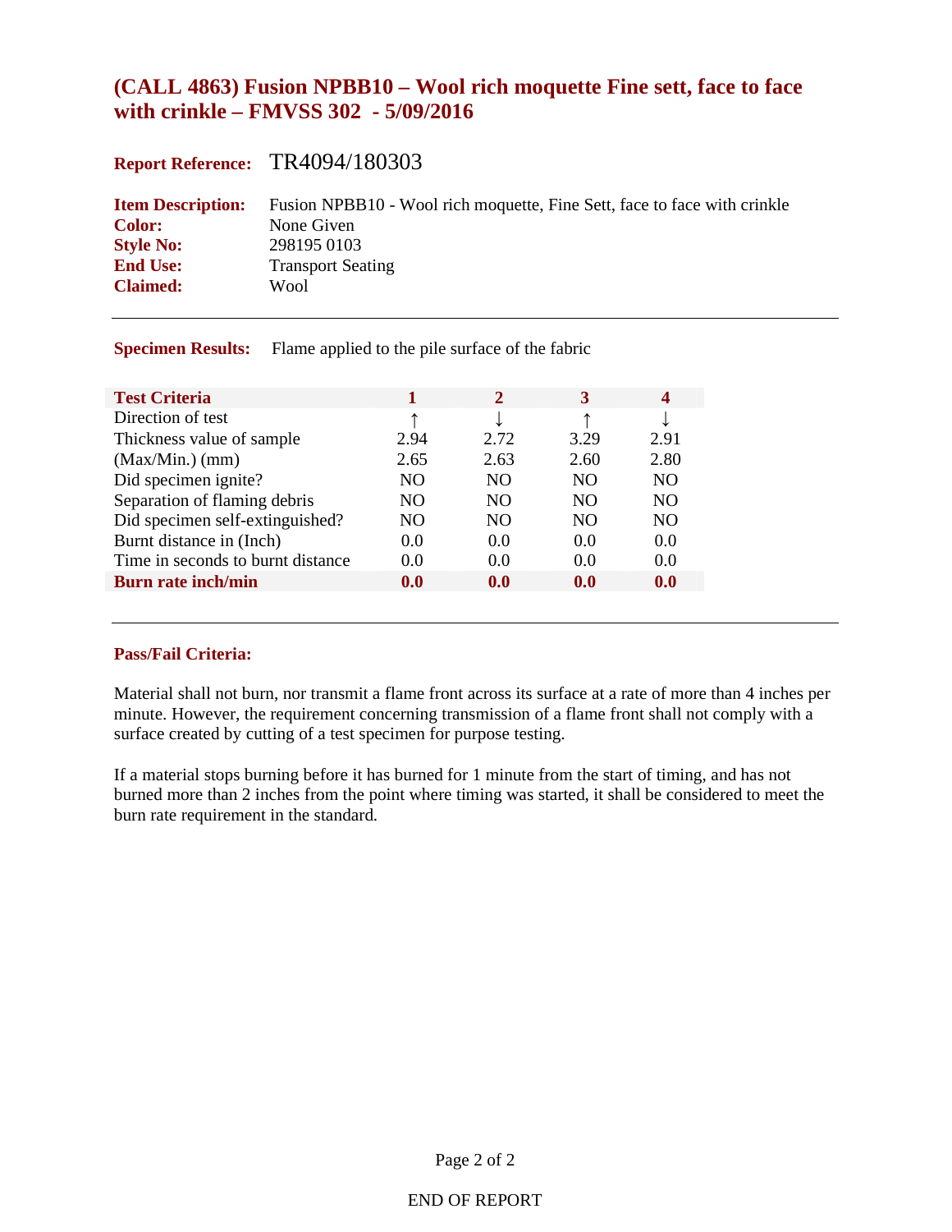## (CALL 4863) Fusion NPBB10 – Wool rich moquette Fine sett, face to face with crinkle – FMVSS 302 - 5/09/2016

**Report Reference:** TR4094/180303

**Item Description:** Fusion NPBB10 - Wool rich moquette, Fine Sett, face to face with crinkle
**Color:** None Given
**Style No:** 298195 0103
**End Use:** Transport Seating
**Claimed:** Wool

---

**Specimen Results:** Flame applied to the pile surface of the fabric

| Test Criteria | 1 | 2 | 3 | 4 |
|---|---|---|---|---|
| Direction of test | ↑ | ↓ | ↑ | ↓ |
| Thickness value of sample | 2.94 | 2.72 | 3.29 | 2.91 |
| (Max/Min.) (mm) | 2.65 | 2.63 | 2.60 | 2.80 |
| Did specimen ignite? | NO | NO | NO | NO |
| Separation of flaming debris | NO | NO | NO | NO |
| Did specimen self-extinguished? | NO | NO | NO | NO |
| Burnt distance in (Inch) | 0.0 | 0.0 | 0.0 | 0.0 |
| Time in seconds to burnt distance | 0.0 | 0.0 | 0.0 | 0.0 |
| **Burn rate inch/min** | **0.0** | **0.0** | **0.0** | **0.0** |

---

**Pass/Fail Criteria:**

Material shall not burn, nor transmit a flame front across its surface at a rate of more than 4 inches per minute. However, the requirement concerning transmission of a flame front shall not comply with a surface created by cutting of a test specimen for purpose testing.

If a material stops burning before it has burned for 1 minute from the start of timing, and has not burned more than 2 inches from the point where timing was started, it shall be considered to meet the burn rate requirement in the standard.

END OF REPORT